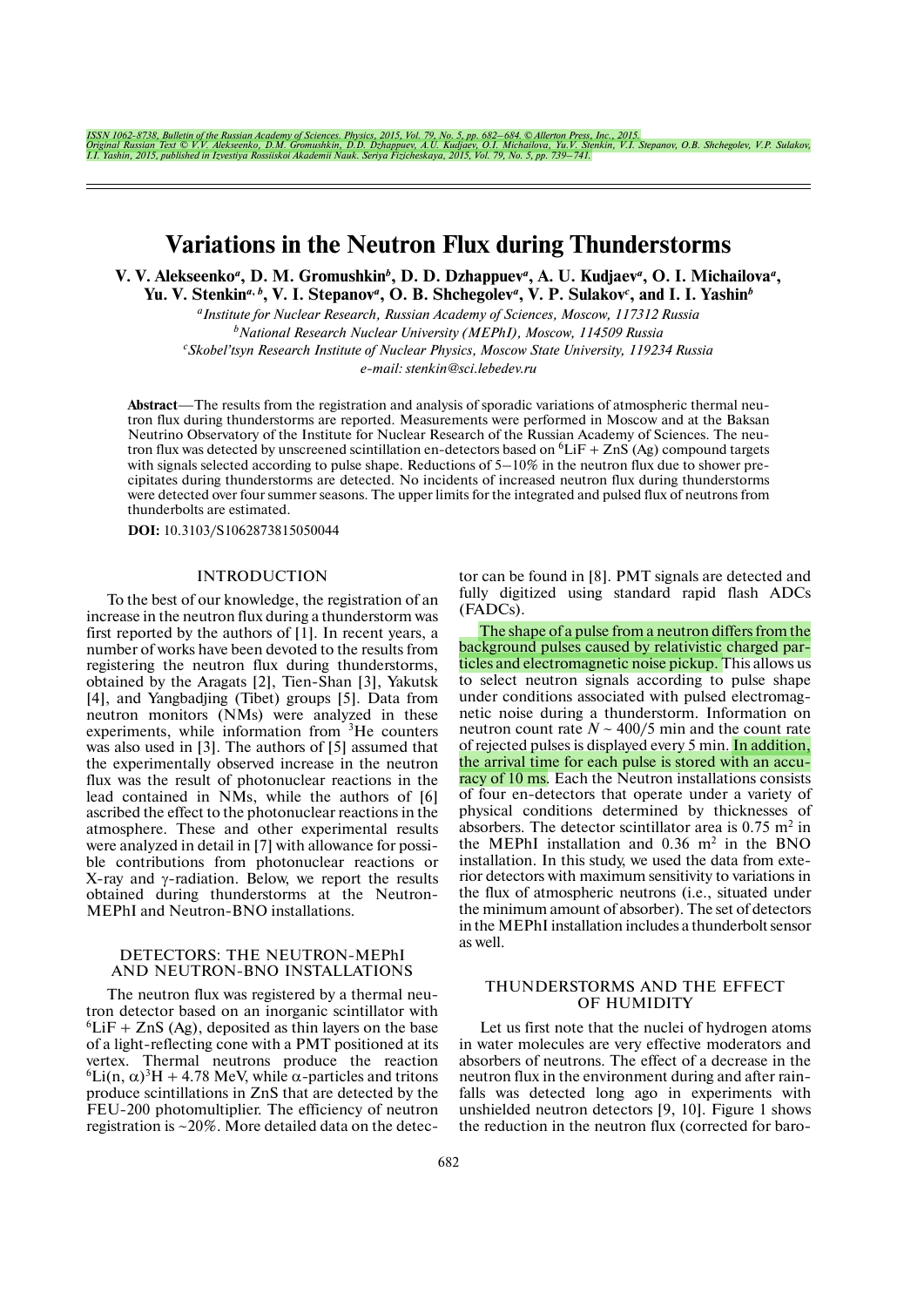ISSN 1062-8738, Bulletin of the Russian Academy of Sciences. Physics, 2015, Vol. 79, No. 5, pp. 682–684. © Allerton Press, Inc., 2015.
Original Russian Text © V.V. Alekseenko, D.M. Gromushkin, D.D. Dzhappuev, A.U. Kudjaev, O.I. Michailova, Yu.V. Stenkin, V.I. Stepanov, O.B. Shchegolev, V.P. Sulakov, I.I. Yashin, 2015, published in Izvestiya Rossiiskoi Akademii Nauk. Seriya Fizicheskaya, 2015, Vol. 79, No. 5, pp. 739–741.

# Variations in the Neutron Flux during Thunderstorms

**V. V. Alekseenko[a], D. M. Gromushkin[b], D. D. Dzhappuev[a], A. U. Kudjaev[a], O. I. Michailova[a], Yu. V. Stenkin[a, b], V. I. Stepanov[a], O. B. Shchegolev[a], V. P. Sulakov[c], and I. I. Yashin[b]**

[a] *Institute for Nuclear Research, Russian Academy of Sciences, Moscow, 117312 Russia*
[b] *National Research Nuclear University (MEPhI), Moscow, 114509 Russia*
[c] *Skobel'tsyn Research Institute of Nuclear Physics, Moscow State University, 119234 Russia*
*e-mail: stenkin@sci.lebedev.ru*

**Abstract**—The results from the registration and analysis of sporadic variations of atmospheric thermal neutron flux during thunderstorms are reported. Measurements were performed in Moscow and at the Baksan Neutrino Observatory of the Institute for Nuclear Research of the Russian Academy of Sciences. The neutron flux was detected by unscreened scintillation en-detectors based on $^6$LiF + ZnS (Ag) compound targets with signals selected according to pulse shape. Reductions of 5–10% in the neutron flux due to shower precipitates during thunderstorms are detected. No incidents of increased neutron flux during thunderstorms were detected over four summer seasons. The upper limits for the integrated and pulsed flux of neutrons from thunderbolts are estimated.

**DOI:** 10.3103/S1062873815050044

## INTRODUCTION

To the best of our knowledge, the registration of an increase in the neutron flux during a thunderstorm was first reported by the authors of [1]. In recent years, a number of works have been devoted to the results from registering the neutron flux during thunderstorms, obtained by the Aragats [2], Tien-Shan [3], Yakutsk [4], and Yangbadjing (Tibet) groups [5]. Data from neutron monitors (NMs) were analyzed in these experiments, while information from $^3$He counters was also used in [3]. The authors of [5] assumed that the experimentally observed increase in the neutron flux was the result of photonuclear reactions in the lead contained in NMs, while the authors of [6] ascribed the effect to the photonuclear reactions in the atmosphere. These and other experimental results were analyzed in detail in [7] with allowance for possible contributions from photonuclear reactions or X-ray and $\gamma$-radiation. Below, we report the results obtained during thunderstorms at the Neutron-MEPhI and Neutron-BNO installations.

## DETECTORS: THE NEUTRON-MEPhI AND NEUTRON-BNO INSTALLATIONS

The neutron flux was registered by a thermal neutron detector based on an inorganic scintillator with $^6$LiF + ZnS (Ag), deposited as thin layers on the base of a light-reflecting cone with a PMT positioned at its vertex. Thermal neutrons produce the reaction $^6$Li(n, $\alpha$)$^3$H + 4.78 MeV, while $\alpha$-particles and tritons produce scintillations in ZnS that are detected by the FEU-200 photomultiplier. The efficiency of neutron registration is ~20%. More detailed data on the detector can be found in [8]. PMT signals are detected and fully digitized using standard rapid flash ADCs (FADCs).

The shape of a pulse from a neutron differs from the background pulses caused by relativistic charged particles and electromagnetic noise pickup. This allows us to select neutron signals according to pulse shape under conditions associated with pulsed electromagnetic noise during a thunderstorm. Information on neutron count rate $N$ ~ 400/5 min and the count rate of rejected pulses is displayed every 5 min. In addition, the arrival time for each pulse is stored with an accuracy of 10 ms. Each the Neutron installations consists of four en-detectors that operate under a variety of physical conditions determined by thicknesses of absorbers. The detector scintillator area is 0.75 m$^2$ in the MEPhI installation and 0.36 m$^2$ in the BNO installation. In this study, we used the data from exterior detectors with maximum sensitivity to variations in the flux of atmospheric neutrons (i.e., situated under the minimum amount of absorber). The set of detectors in the MEPhI installation includes a thunderbolt sensor as well.

## THUNDERSTORMS AND THE EFFECT OF HUMIDITY

Let us first note that the nuclei of hydrogen atoms in water molecules are very effective moderators and absorbers of neutrons. The effect of a decrease in the neutron flux in the environment during and after rainfalls was detected long ago in experiments with unshielded neutron detectors [9, 10]. Figure 1 shows the reduction in the neutron flux (corrected for baro-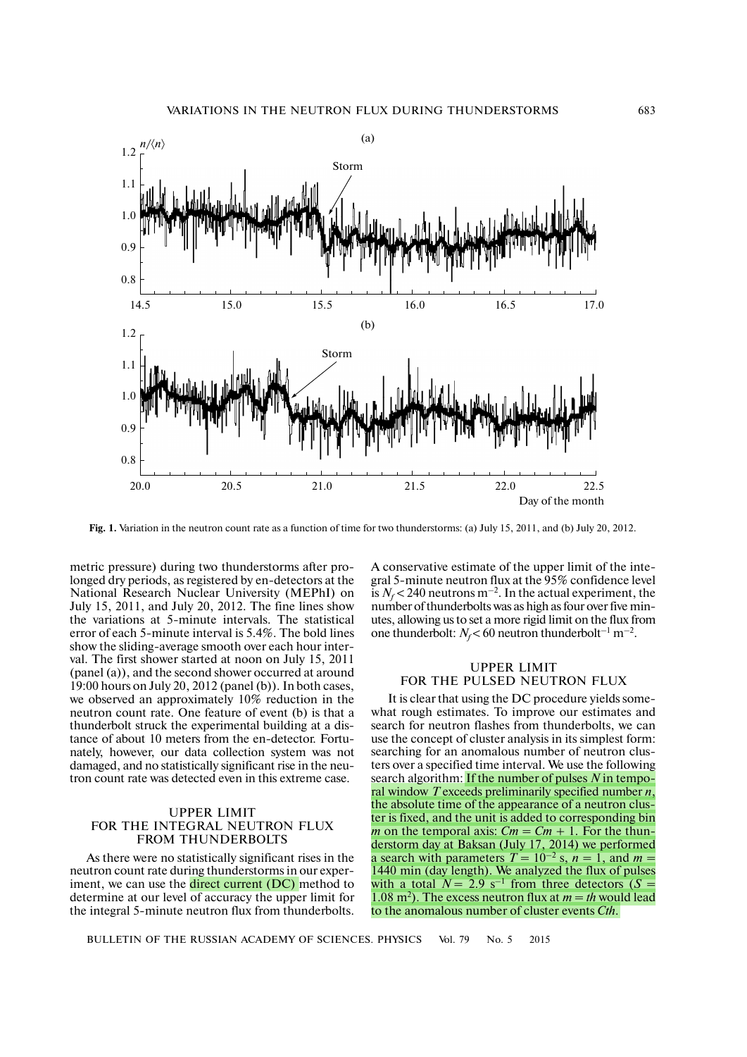Fig. 1. Variation in the neutron count rate as a function of time for two thunderstorms: (a) July 15, 2011, and (b) July 20, 2012.

metric pressure) during two thunderstorms after prolonged dry periods, as registered by en-detectors at the National Research Nuclear University (MEPhI) on July 15, 2011, and July 20, 2012. The fine lines show the variations at 5-minute intervals. The statistical error of each 5-minute interval is 5.4%. The bold lines show the sliding-average smooth over each hour interval. The first shower started at noon on July 15, 2011 (panel (a)), and the second shower occurred at around 19:00 hours on July 20, 2012 (panel (b)). In both cases, we observed an approximately 10% reduction in the neutron count rate. One feature of event (b) is that a thunderbolt struck the experimental building at a distance of about 10 meters from the en-detector. Fortunately, however, our data collection system was not damaged, and no statistically significant rise in the neutron count rate was detected even in this extreme case.

## UPPER LIMIT FOR THE INTEGRAL NEUTRON FLUX FROM THUNDERBOLTS

As there were no statistically significant rises in the neutron count rate during thunderstorms in our experiment, we can use the direct current (DC) method to determine at our level of accuracy the upper limit for the integral 5-minute neutron flux from thunderbolts. A conservative estimate of the upper limit of the integral 5-minute neutron flux at the 95% confidence level is $N_f < 240$ neutrons m$^{-2}$. In the actual experiment, the number of thunderbolts was as high as four over five minutes, allowing us to set a more rigid limit on the flux from one thunderbolt: $N_f < 60$ neutron thunderbolt$^{-1}$ m$^{-2}$.

## UPPER LIMIT FOR THE PULSED NEUTRON FLUX

It is clear that using the DC procedure yields somewhat rough estimates. To improve our estimates and search for neutron flashes from thunderbolts, we can use the concept of cluster analysis in its simplest form: searching for an anomalous number of neutron clusters over a specified time interval. We use the following search algorithm: If the number of pulses $N$ in temporal window $T$ exceeds preliminarily specified number $n$, the absolute time of the appearance of a neutron cluster is fixed, and the unit is added to corresponding bin $m$ on the temporal axis: $Cm = Cm + 1$. For the thunderstorm day at Baksan (July 17, 2014) we performed a search with parameters $T = 10^{-2}$ s, $n = 1$, and $m =$ 1440 min (day length). We analyzed the flux of pulses with a total $N = 2.9$ s$^{-1}$ from three detectors ($S =$ 1.08 m$^2$). The excess neutron flux at $m = th$ would lead to the anomalous number of cluster events $Cth$.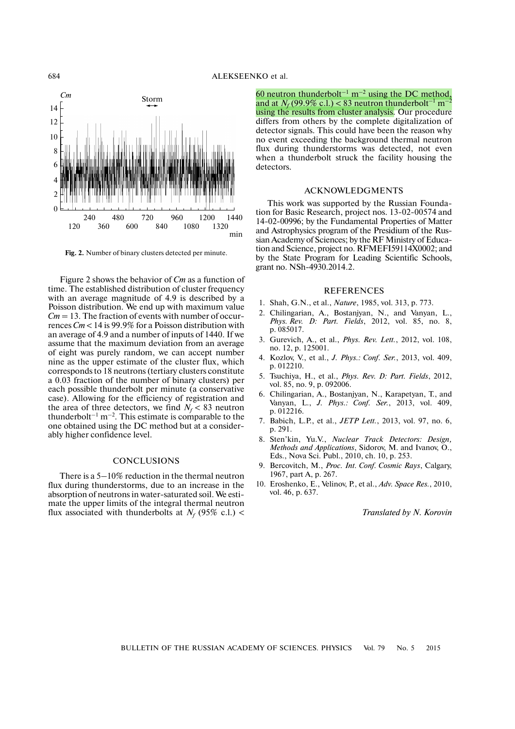Cm

Storm

14
12
10
8
6
4
2
0

240 480 720 960 1200 1440
120 360 600 840 1080 1320

min

**Fig. 2.** Number of binary clusters detected per minute.

Figure 2 shows the behavior of $Cm$ as a function of time. The established distribution of cluster frequency with an average magnitude of 4.9 is described by a Poisson distribution. We end up with maximum value $Cm = 13$. The fraction of events with number of occurrences $Cm < 14$ is 99.9% for a Poisson distribution with an average of 4.9 and a number of inputs of 1440. If we assume that the maximum deviation from an average of eight was purely random, we can accept number nine as the upper estimate of the cluster flux, which corresponds to 18 neutrons (tertiary clusters constitute a 0.03 fraction of the number of binary clusters) per each possible thunderbolt per minute (a conservative case). Allowing for the efficiency of registration and the area of three detectors, we find $N_f < 83$ neutron thunderbolt$^{-1}$ m$^{-2}$. This estimate is comparable to the one obtained using the DC method but at a considerably higher confidence level.

## CONCLUSIONS

There is a 5–10% reduction in the thermal neutron flux during thunderstorms, due to an increase in the absorption of neutrons in water-saturated soil. We estimate the upper limits of the integral thermal neutron flux associated with thunderbolts at $N_f$ (95% c.l.) < 60 neutron thunderbolt$^{-1}$ m$^{-2}$ using the DC method, and at $N_f$ (99.9% c.l.) < 83 neutron thunderbolt$^{-1}$ m$^{-2}$ using the results from cluster analysis. Our procedure differs from others by the complete digitalization of detector signals. This could have been the reason why no event exceeding the background thermal neutron flux during thunderstorms was detected, not even when a thunderbolt struck the facility housing the detectors.

## ACKNOWLEDGMENTS

This work was supported by the Russian Foundation for Basic Research, project nos. 13-02-00574 and 14-02-00996; by the Fundamental Properties of Matter and Astrophysics program of the Presidium of the Russian Academy of Sciences; by the RF Ministry of Education and Science, project no. RFMEFI59114X0002; and by the State Program for Leading Scientific Schools, grant no. NSh-4930.2014.2.

## REFERENCES

1. Shah, G.N., et al., *Nature*, 1985, vol. 313, p. 773.
2. Chilingarian, A., Bostanjyan, N., and Vanyan, L., *Phys. Rev. D: Part. Fields*, 2012, vol. 85, no. 8, p. 085017.
3. Gurevich, A., et al., *Phys. Rev. Lett.*, 2012, vol. 108, no. 12, p. 125001.
4. Kozlov, V., et al., *J. Phys.: Conf. Ser.*, 2013, vol. 409, p. 012210.
5. Tsuchiya, H., et al., *Phys. Rev. D: Part. Fields*, 2012, vol. 85, no. 9, p. 092006.
6. Chilingarian, A., Bostanjyan, N., Karapetyan, T., and Vanyan, L., *J. Phys.: Conf. Ser.*, 2013, vol. 409, p. 012216.
7. Babich, L.P., et al., *JETP Lett.*, 2013, vol. 97, no. 6, p. 291.
8. Sten'kin, Yu.V., *Nuclear Track Detectors: Design, Methods and Applications*, Sidorov, M. and Ivanov, O., Eds., Nova Sci. Publ., 2010, ch. 10, p. 253.
9. Bercovitch, M., *Proc. Int. Conf. Cosmic Rays*, Calgary, 1967, part A, p. 267.
10. Eroshenko, E., Velinov, P., et al., *Adv. Space Res.*, 2010, vol. 46, p. 637.

*Translated by N. Korovin*